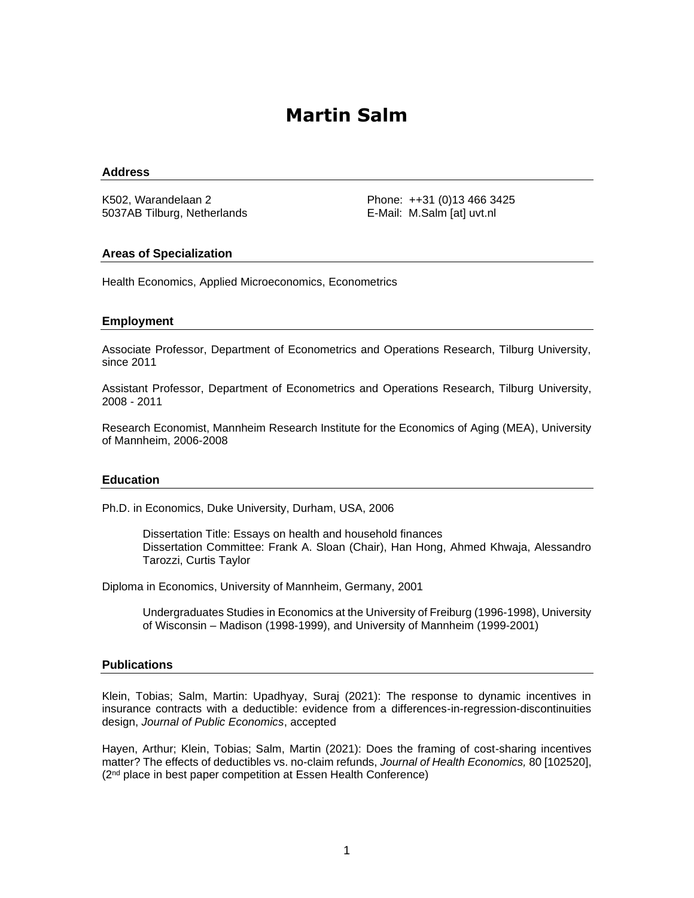# Martin Salm

## Address

K502, Warandelaan 2
5037AB Tilburg, Netherlands

Phone: ++31 (0)13 466 3425
E-Mail: M.Salm [at] uvt.nl

## Areas of Specialization

Health Economics, Applied Microeconomics, Econometrics

## Employment

Associate Professor, Department of Econometrics and Operations Research, Tilburg University, since 2011

Assistant Professor, Department of Econometrics and Operations Research, Tilburg University, 2008 - 2011

Research Economist, Mannheim Research Institute for the Economics of Aging (MEA), University of Mannheim, 2006-2008

## Education

Ph.D. in Economics, Duke University, Durham, USA, 2006

> Dissertation Title: Essays on health and household finances
> Dissertation Committee: Frank A. Sloan (Chair), Han Hong, Ahmed Khwaja, Alessandro Tarozzi, Curtis Taylor

Diploma in Economics, University of Mannheim, Germany, 2001

> Undergraduates Studies in Economics at the University of Freiburg (1996-1998), University of Wisconsin – Madison (1998-1999), and University of Mannheim (1999-2001)

## Publications

Klein, Tobias; Salm, Martin: Upadhyay, Suraj (2021): The response to dynamic incentives in insurance contracts with a deductible: evidence from a differences-in-regression-discontinuities design, *Journal of Public Economics*, accepted

Hayen, Arthur; Klein, Tobias; Salm, Martin (2021): Does the framing of cost-sharing incentives matter? The effects of deductibles vs. no-claim refunds, *Journal of Health Economics,* 80 [102520], (2nd place in best paper competition at Essen Health Conference)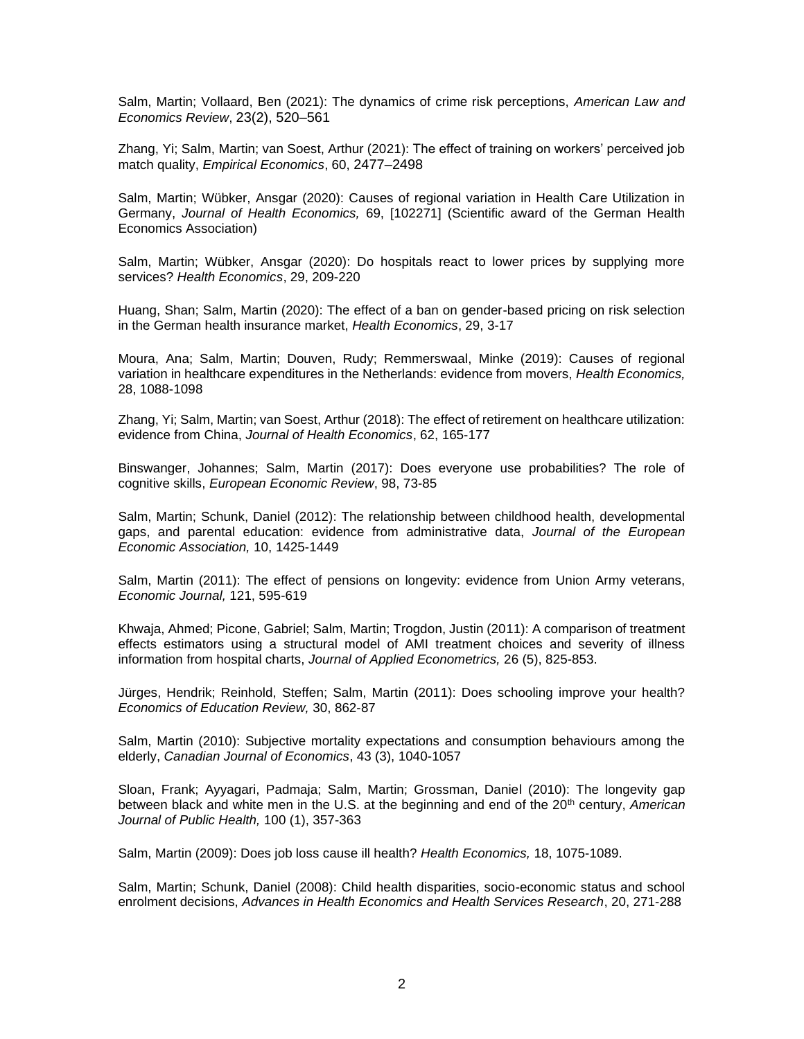Salm, Martin; Vollaard, Ben (2021): The dynamics of crime risk perceptions, *American Law and Economics Review*, 23(2), 520–561

Zhang, Yi; Salm, Martin; van Soest, Arthur (2021): The effect of training on workers' perceived job match quality, *Empirical Economics*, 60, 2477–2498

Salm, Martin; Wübker, Ansgar (2020): Causes of regional variation in Health Care Utilization in Germany, *Journal of Health Economics,* 69, [102271] (Scientific award of the German Health Economics Association)

Salm, Martin; Wübker, Ansgar (2020): Do hospitals react to lower prices by supplying more services? *Health Economics*, 29, 209-220

Huang, Shan; Salm, Martin (2020): The effect of a ban on gender-based pricing on risk selection in the German health insurance market, *Health Economics*, 29, 3-17

Moura, Ana; Salm, Martin; Douven, Rudy; Remmerswaal, Minke (2019): Causes of regional variation in healthcare expenditures in the Netherlands: evidence from movers, *Health Economics,* 28, 1088-1098

Zhang, Yi; Salm, Martin; van Soest, Arthur (2018): The effect of retirement on healthcare utilization: evidence from China, *Journal of Health Economics*, 62, 165-177

Binswanger, Johannes; Salm, Martin (2017): Does everyone use probabilities? The role of cognitive skills, *European Economic Review*, 98, 73-85

Salm, Martin; Schunk, Daniel (2012): The relationship between childhood health, developmental gaps, and parental education: evidence from administrative data, *Journal of the European Economic Association,* 10, 1425-1449

Salm, Martin (2011): The effect of pensions on longevity: evidence from Union Army veterans, *Economic Journal,* 121, 595-619

Khwaja, Ahmed; Picone, Gabriel; Salm, Martin; Trogdon, Justin (2011): A comparison of treatment effects estimators using a structural model of AMI treatment choices and severity of illness information from hospital charts, *Journal of Applied Econometrics,* 26 (5), 825-853.

Jürges, Hendrik; Reinhold, Steffen; Salm, Martin (2011): Does schooling improve your health? *Economics of Education Review,* 30, 862-87

Salm, Martin (2010): Subjective mortality expectations and consumption behaviours among the elderly, *Canadian Journal of Economics*, 43 (3), 1040-1057

Sloan, Frank; Ayyagari, Padmaja; Salm, Martin; Grossman, Daniel (2010): The longevity gap between black and white men in the U.S. at the beginning and end of the 20th century, *American Journal of Public Health,* 100 (1), 357-363

Salm, Martin (2009): Does job loss cause ill health? *Health Economics,* 18, 1075-1089.

Salm, Martin; Schunk, Daniel (2008): Child health disparities, socio-economic status and school enrolment decisions, *Advances in Health Economics and Health Services Research*, 20, 271-288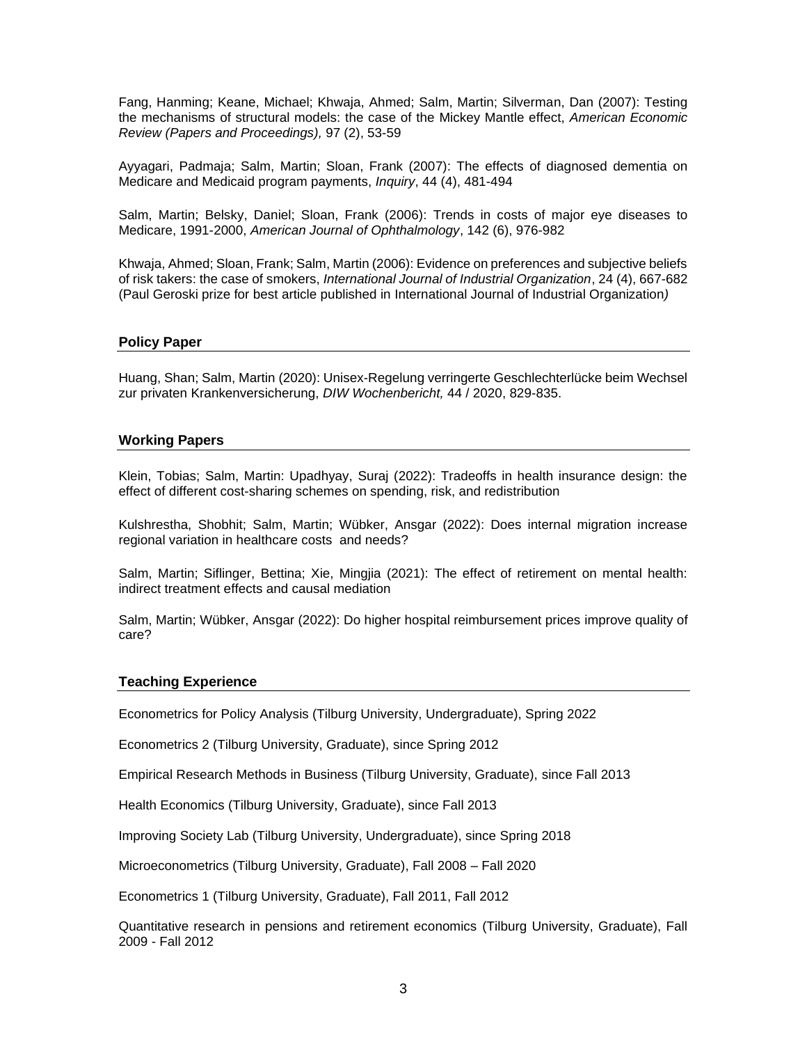Fang, Hanming; Keane, Michael; Khwaja, Ahmed; Salm, Martin; Silverman, Dan (2007): Testing the mechanisms of structural models: the case of the Mickey Mantle effect, *American Economic Review (Papers and Proceedings),* 97 (2), 53-59

Ayyagari, Padmaja; Salm, Martin; Sloan, Frank (2007): The effects of diagnosed dementia on Medicare and Medicaid program payments, *Inquiry*, 44 (4), 481-494

Salm, Martin; Belsky, Daniel; Sloan, Frank (2006): Trends in costs of major eye diseases to Medicare, 1991-2000, *American Journal of Ophthalmology*, 142 (6), 976-982

Khwaja, Ahmed; Sloan, Frank; Salm, Martin (2006): Evidence on preferences and subjective beliefs of risk takers: the case of smokers, *International Journal of Industrial Organization*, 24 (4), 667-682 (Paul Geroski prize for best article published in International Journal of Industrial Organization*)*

## Policy Paper

Huang, Shan; Salm, Martin (2020): Unisex-Regelung verringerte Geschlechterlücke beim Wechsel zur privaten Krankenversicherung, *DIW Wochenbericht,* 44 / 2020, 829-835.

## Working Papers

Klein, Tobias; Salm, Martin: Upadhyay, Suraj (2022): Tradeoffs in health insurance design: the effect of different cost-sharing schemes on spending, risk, and redistribution

Kulshrestha, Shobhit; Salm, Martin; Wübker, Ansgar (2022): Does internal migration increase regional variation in healthcare costs and needs?

Salm, Martin; Siflinger, Bettina; Xie, Mingjia (2021): The effect of retirement on mental health: indirect treatment effects and causal mediation

Salm, Martin; Wübker, Ansgar (2022): Do higher hospital reimbursement prices improve quality of care?

## Teaching Experience

Econometrics for Policy Analysis (Tilburg University, Undergraduate), Spring 2022

Econometrics 2 (Tilburg University, Graduate), since Spring 2012

Empirical Research Methods in Business (Tilburg University, Graduate), since Fall 2013

Health Economics (Tilburg University, Graduate), since Fall 2013

Improving Society Lab (Tilburg University, Undergraduate), since Spring 2018

Microeconometrics (Tilburg University, Graduate), Fall 2008 – Fall 2020

Econometrics 1 (Tilburg University, Graduate), Fall 2011, Fall 2012

Quantitative research in pensions and retirement economics (Tilburg University, Graduate), Fall 2009 - Fall 2012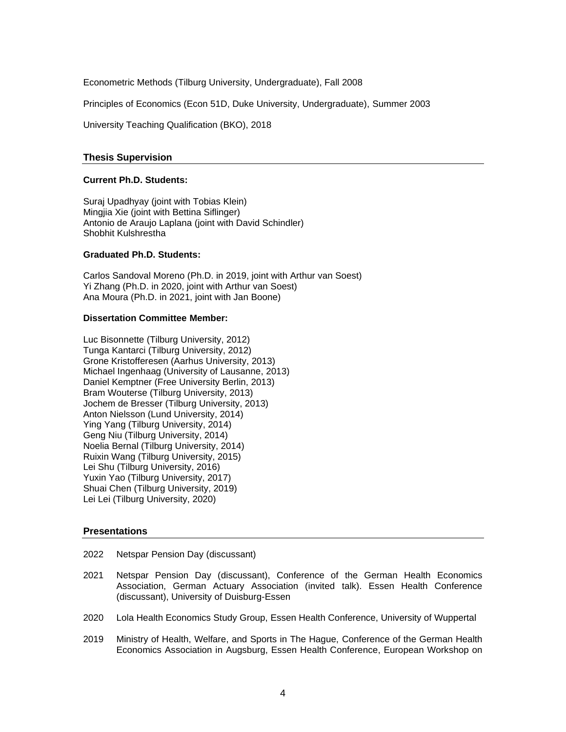Econometric Methods (Tilburg University, Undergraduate), Fall 2008

Principles of Economics (Econ 51D, Duke University, Undergraduate), Summer 2003

University Teaching Qualification (BKO), 2018

## Thesis Supervision

**Current Ph.D. Students:**

Suraj Upadhyay (joint with Tobias Klein)
Mingjia Xie (joint with Bettina Siflinger)
Antonio de Araujo Laplana (joint with David Schindler)
Shobhit Kulshrestha

**Graduated Ph.D. Students:**

Carlos Sandoval Moreno (Ph.D. in 2019, joint with Arthur van Soest)
Yi Zhang (Ph.D. in 2020, joint with Arthur van Soest)
Ana Moura (Ph.D. in 2021, joint with Jan Boone)

**Dissertation Committee Member:**

Luc Bisonnette (Tilburg University, 2012)
Tunga Kantarci (Tilburg University, 2012)
Grone Kristofferesen (Aarhus University, 2013)
Michael Ingenhaag (University of Lausanne, 2013)
Daniel Kemptner (Free University Berlin, 2013)
Bram Wouterse (Tilburg University, 2013)
Jochem de Bresser (Tilburg University, 2013)
Anton Nielsson (Lund University, 2014)
Ying Yang (Tilburg University, 2014)
Geng Niu (Tilburg University, 2014)
Noelia Bernal (Tilburg University, 2014)
Ruixin Wang (Tilburg University, 2015)
Lei Shu (Tilburg University, 2016)
Yuxin Yao (Tilburg University, 2017)
Shuai Chen (Tilburg University, 2019)
Lei Lei (Tilburg University, 2020)

## Presentations

2022 Netspar Pension Day (discussant)

2021 Netspar Pension Day (discussant), Conference of the German Health Economics Association, German Actuary Association (invited talk). Essen Health Conference (discussant), University of Duisburg-Essen

2020 Lola Health Economics Study Group, Essen Health Conference, University of Wuppertal

2019 Ministry of Health, Welfare, and Sports in The Hague, Conference of the German Health Economics Association in Augsburg, Essen Health Conference, European Workshop on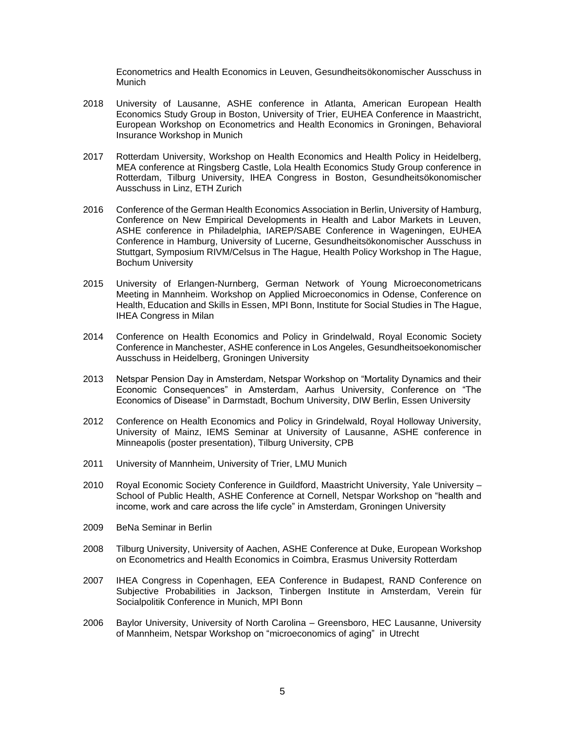Econometrics and Health Economics in Leuven, Gesundheitsökonomischer Ausschuss in Munich

2018 University of Lausanne, ASHE conference in Atlanta, American European Health Economics Study Group in Boston, University of Trier, EUHEA Conference in Maastricht, European Workshop on Econometrics and Health Economics in Groningen, Behavioral Insurance Workshop in Munich

2017 Rotterdam University, Workshop on Health Economics and Health Policy in Heidelberg, MEA conference at Ringsberg Castle, Lola Health Economics Study Group conference in Rotterdam, Tilburg University, IHEA Congress in Boston, Gesundheitsökonomischer Ausschuss in Linz, ETH Zurich

2016 Conference of the German Health Economics Association in Berlin, University of Hamburg, Conference on New Empirical Developments in Health and Labor Markets in Leuven, ASHE conference in Philadelphia, IAREP/SABE Conference in Wageningen, EUHEA Conference in Hamburg, University of Lucerne, Gesundheitsökonomischer Ausschuss in Stuttgart, Symposium RIVM/Celsus in The Hague, Health Policy Workshop in The Hague, Bochum University

2015 University of Erlangen-Nurnberg, German Network of Young Microeconometricans Meeting in Mannheim. Workshop on Applied Microeconomics in Odense, Conference on Health, Education and Skills in Essen, MPI Bonn, Institute for Social Studies in The Hague, IHEA Congress in Milan

2014 Conference on Health Economics and Policy in Grindelwald, Royal Economic Society Conference in Manchester, ASHE conference in Los Angeles, Gesundheitsoekonomischer Ausschuss in Heidelberg, Groningen University

2013 Netspar Pension Day in Amsterdam, Netspar Workshop on "Mortality Dynamics and their Economic Consequences" in Amsterdam, Aarhus University, Conference on "The Economics of Disease" in Darmstadt, Bochum University, DIW Berlin, Essen University

2012 Conference on Health Economics and Policy in Grindelwald, Royal Holloway University, University of Mainz, IEMS Seminar at University of Lausanne, ASHE conference in Minneapolis (poster presentation), Tilburg University, CPB

2011 University of Mannheim, University of Trier, LMU Munich

2010 Royal Economic Society Conference in Guildford, Maastricht University, Yale University – School of Public Health, ASHE Conference at Cornell, Netspar Workshop on "health and income, work and care across the life cycle" in Amsterdam, Groningen University

2009 BeNa Seminar in Berlin

2008 Tilburg University, University of Aachen, ASHE Conference at Duke, European Workshop on Econometrics and Health Economics in Coimbra, Erasmus University Rotterdam

2007 IHEA Congress in Copenhagen, EEA Conference in Budapest, RAND Conference on Subjective Probabilities in Jackson, Tinbergen Institute in Amsterdam, Verein für Socialpolitik Conference in Munich, MPI Bonn

2006 Baylor University, University of North Carolina – Greensboro, HEC Lausanne, University of Mannheim, Netspar Workshop on "microeconomics of aging" in Utrecht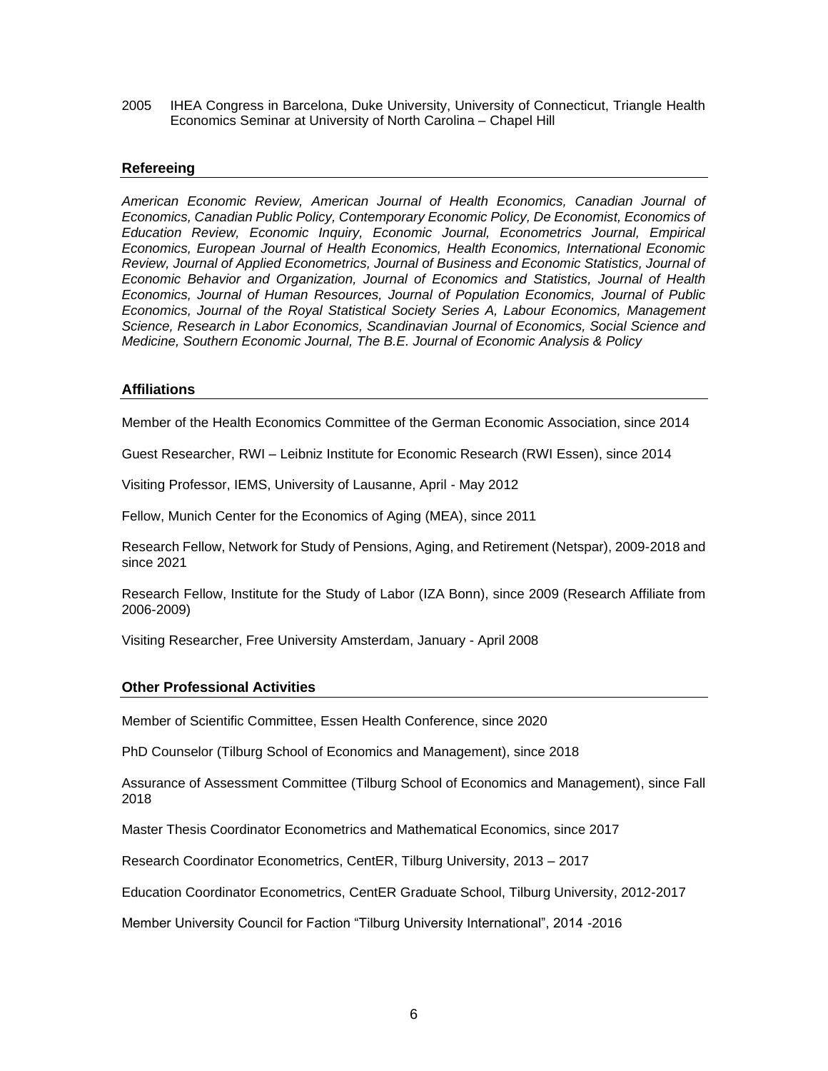2005 IHEA Congress in Barcelona, Duke University, University of Connecticut, Triangle Health Economics Seminar at University of North Carolina – Chapel Hill

## Refereeing

*American Economic Review, American Journal of Health Economics, Canadian Journal of Economics, Canadian Public Policy, Contemporary Economic Policy, De Economist, Economics of Education Review, Economic Inquiry, Economic Journal, Econometrics Journal, Empirical Economics, European Journal of Health Economics, Health Economics, International Economic Review, Journal of Applied Econometrics, Journal of Business and Economic Statistics, Journal of Economic Behavior and Organization, Journal of Economics and Statistics, Journal of Health Economics, Journal of Human Resources, Journal of Population Economics, Journal of Public Economics, Journal of the Royal Statistical Society Series A, Labour Economics, Management Science, Research in Labor Economics, Scandinavian Journal of Economics, Social Science and Medicine, Southern Economic Journal, The B.E. Journal of Economic Analysis & Policy*

## Affiliations

Member of the Health Economics Committee of the German Economic Association, since 2014

Guest Researcher, RWI – Leibniz Institute for Economic Research (RWI Essen), since 2014

Visiting Professor, IEMS, University of Lausanne, April - May 2012

Fellow, Munich Center for the Economics of Aging (MEA), since 2011

Research Fellow, Network for Study of Pensions, Aging, and Retirement (Netspar), 2009-2018 and since 2021

Research Fellow, Institute for the Study of Labor (IZA Bonn), since 2009 (Research Affiliate from 2006-2009)

Visiting Researcher, Free University Amsterdam, January - April 2008

## Other Professional Activities

Member of Scientific Committee, Essen Health Conference, since 2020

PhD Counselor (Tilburg School of Economics and Management), since 2018

Assurance of Assessment Committee (Tilburg School of Economics and Management), since Fall 2018

Master Thesis Coordinator Econometrics and Mathematical Economics, since 2017

Research Coordinator Econometrics, CentER, Tilburg University, 2013 – 2017

Education Coordinator Econometrics, CentER Graduate School, Tilburg University, 2012-2017

Member University Council for Faction "Tilburg University International", 2014 -2016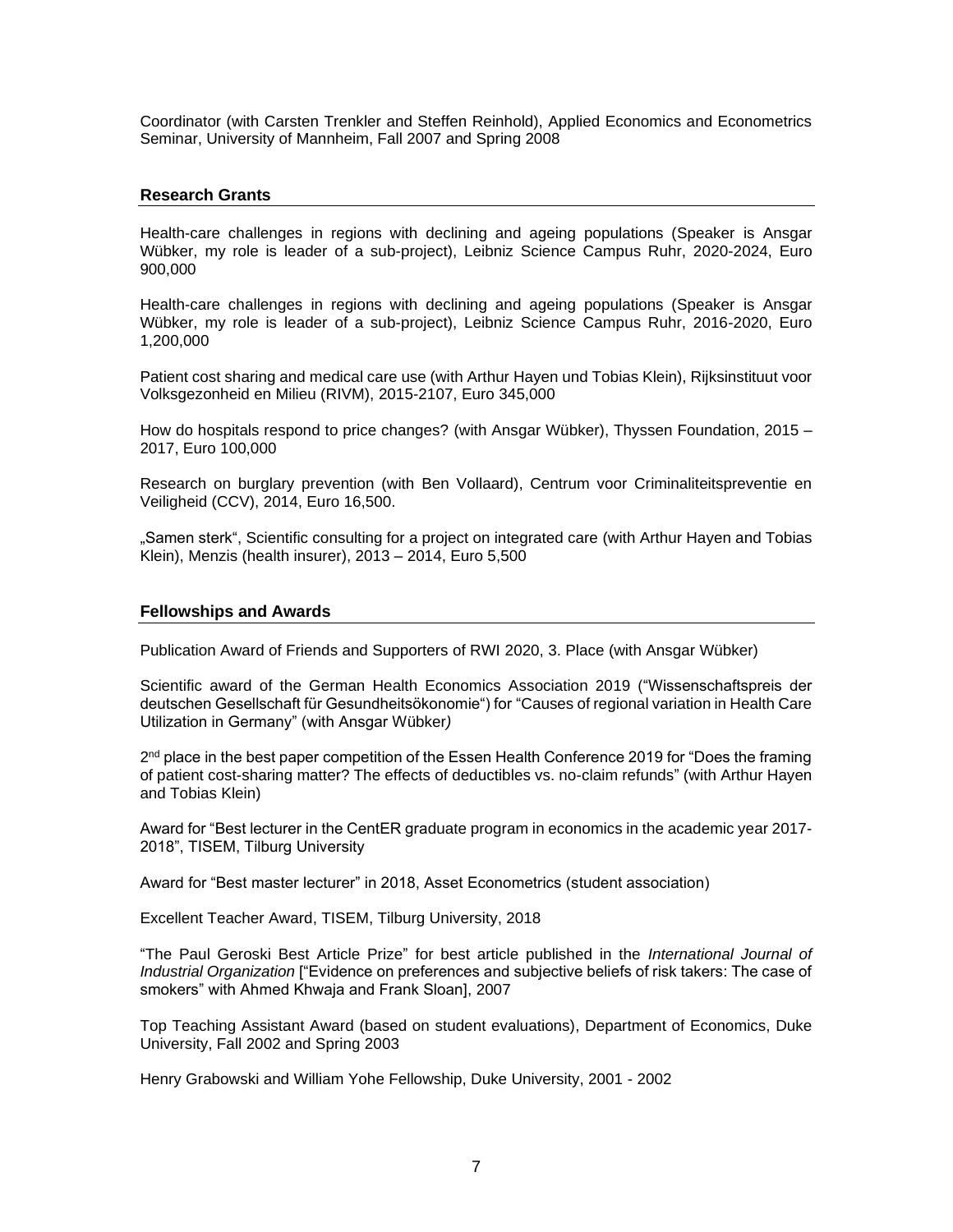Coordinator (with Carsten Trenkler and Steffen Reinhold), Applied Economics and Econometrics Seminar, University of Mannheim, Fall 2007 and Spring 2008

## Research Grants

Health-care challenges in regions with declining and ageing populations (Speaker is Ansgar Wübker, my role is leader of a sub-project), Leibniz Science Campus Ruhr, 2020-2024, Euro 900,000

Health-care challenges in regions with declining and ageing populations (Speaker is Ansgar Wübker, my role is leader of a sub-project), Leibniz Science Campus Ruhr, 2016-2020, Euro 1,200,000

Patient cost sharing and medical care use (with Arthur Hayen und Tobias Klein), Rijksinstituut voor Volksgezonheid en Milieu (RIVM), 2015-2107, Euro 345,000

How do hospitals respond to price changes? (with Ansgar Wübker), Thyssen Foundation, 2015 – 2017, Euro 100,000

Research on burglary prevention (with Ben Vollaard), Centrum voor Criminaliteitspreventie en Veiligheid (CCV), 2014, Euro 16,500.

„Samen sterk“, Scientific consulting for a project on integrated care (with Arthur Hayen and Tobias Klein), Menzis (health insurer), 2013 – 2014, Euro 5,500

## Fellowships and Awards

Publication Award of Friends and Supporters of RWI 2020, 3. Place (with Ansgar Wübker)

Scientific award of the German Health Economics Association 2019 (“Wissenschaftspreis der deutschen Gesellschaft für Gesundheitsökonomie“) for “Causes of regional variation in Health Care Utilization in Germany” (with Ansgar Wübker)

2nd place in the best paper competition of the Essen Health Conference 2019 for “Does the framing of patient cost-sharing matter? The effects of deductibles vs. no-claim refunds” (with Arthur Hayen and Tobias Klein)

Award for “Best lecturer in the CentER graduate program in economics in the academic year 2017-2018”, TISEM, Tilburg University

Award for “Best master lecturer” in 2018, Asset Econometrics (student association)

Excellent Teacher Award, TISEM, Tilburg University, 2018

“The Paul Geroski Best Article Prize” for best article published in the *International Journal of Industrial Organization* [“Evidence on preferences and subjective beliefs of risk takers: The case of smokers” with Ahmed Khwaja and Frank Sloan], 2007

Top Teaching Assistant Award (based on student evaluations), Department of Economics, Duke University, Fall 2002 and Spring 2003

Henry Grabowski and William Yohe Fellowship, Duke University, 2001 - 2002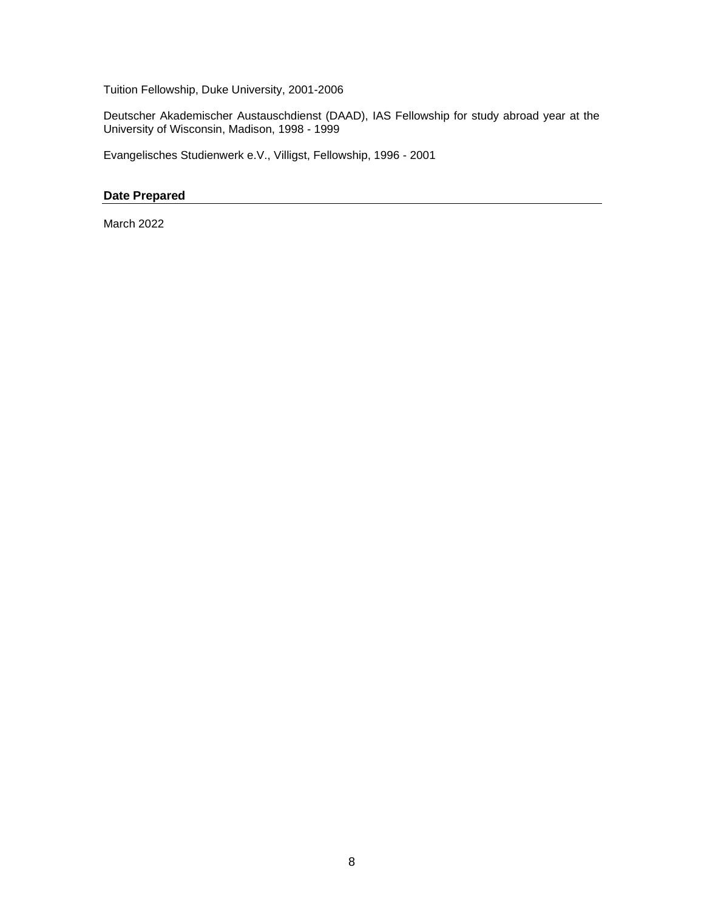Tuition Fellowship, Duke University, 2001-2006

Deutscher Akademischer Austauschdienst (DAAD), IAS Fellowship for study abroad year at the University of Wisconsin, Madison, 1998 - 1999

Evangelisches Studienwerk e.V., Villigst, Fellowship, 1996 - 2001

## Date Prepared

March 2022